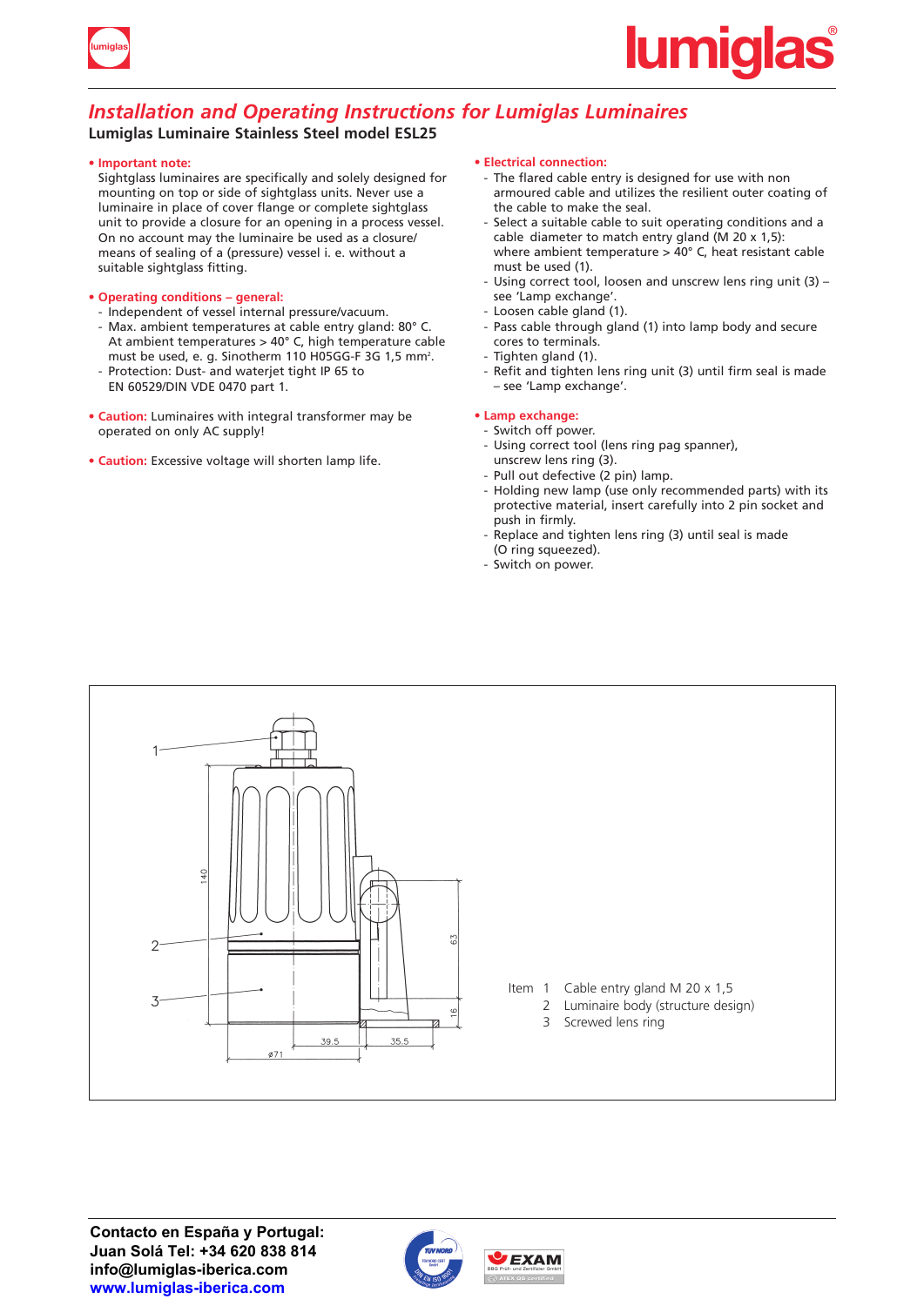# Installation and Operating Instructions for Lumiglas Luminaires

**Lumiglas Luminaire Stainless Steel model ESL25**

**• Important note:**
Sightglass luminaires are specifically and solely designed for mounting on top or side of sightglass units. Never use a luminaire in place of cover flange or complete sightglass unit to provide a closure for an opening in a process vessel. On no account may the luminaire be used as a closure/ means of sealing of a (pressure) vessel i. e. without a suitable sightglass fitting.

**• Operating conditions – general:**

- Independent of vessel internal pressure/vacuum.
- Max. ambient temperatures at cable entry gland: 80° C. At ambient temperatures > 40° C, high temperature cable must be used, e. g. Sinotherm 110 H05GG-F 3G 1,5 mm².
- Protection: Dust- and waterjet tight IP 65 to EN 60529/DIN VDE 0470 part 1.

**• Caution:** Luminaires with integral transformer may be operated on only AC supply!

**• Caution:** Excessive voltage will shorten lamp life.

**• Electrical connection:**

- The flared cable entry is designed for use with non armoured cable and utilizes the resilient outer coating of the cable to make the seal.
- Select a suitable cable to suit operating conditions and a cable diameter to match entry gland (M 20 x 1,5): where ambient temperature > 40° C, heat resistant cable must be used (1).
- Using correct tool, loosen and unscrew lens ring unit (3) – see 'Lamp exchange'.
- Loosen cable gland (1).
- Pass cable through gland (1) into lamp body and secure cores to terminals.
- Tighten gland (1).
- Refit and tighten lens ring unit (3) until firm seal is made – see 'Lamp exchange'.

**• Lamp exchange:**

- Switch off power.
- Using correct tool (lens ring pag spanner), unscrew lens ring (3).
- Pull out defective (2 pin) lamp.
- Holding new lamp (use only recommended parts) with its protective material, insert carefully into 2 pin socket and push in firmly.
- Replace and tighten lens ring (3) until seal is made (O ring squeezed).
- Switch on power.

| Item | | |
|---|---|---|
| | 1 | Cable entry gland M 20 x 1,5 |
| | 2 | Luminaire body (structure design) |
| | 3 | Screwed lens ring |

**Contacto en España y Portugal:**
**Juan Solá Tel: +34 620 838 814**
**info@lumiglas-iberica.com**
**www.lumiglas-iberica.com**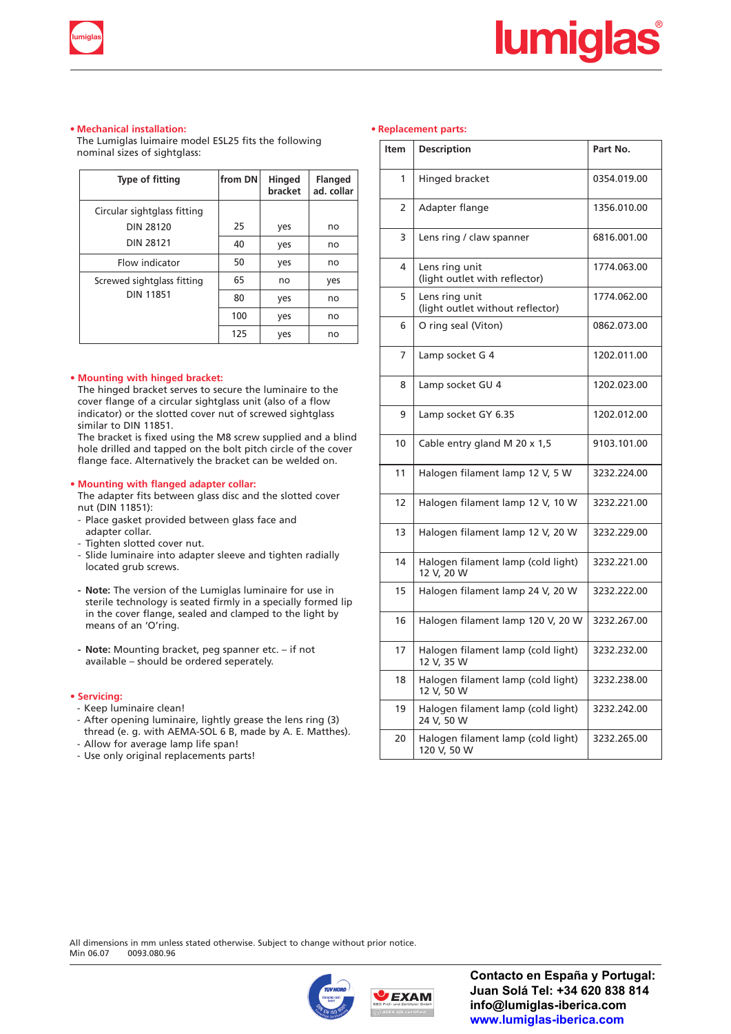## • Mechanical installation:

The Lumiglas luimaire model ESL25 fits the following nominal sizes of sightglass:

| Type of fitting | from DN | Hinged bracket | Flanged ad. collar |
|---|---|---|---|
| Circular sightglass fitting DIN 28120 | 25 | yes | no |
| DIN 28121 | 40 | yes | no |
| Flow indicator | 50 | yes | no |
| Screwed sightglass fitting DIN 11851 | 65 | no | yes |
| | 80 | yes | no |
| | 100 | yes | no |
| | 125 | yes | no |

## • Mounting with hinged bracket:

The hinged bracket serves to secure the luminaire to the cover flange of a circular sightglass unit (also of a flow indicator) or the slotted cover nut of screwed sightglass similar to DIN 11851.
The bracket is fixed using the M8 screw supplied and a blind hole drilled and tapped on the bolt pitch circle of the cover flange face. Alternatively the bracket can be welded on.

## • Mounting with flanged adapter collar:

The adapter fits between glass disc and the slotted cover nut (DIN 11851):

- Place gasket provided between glass face and adapter collar.
- Tighten slotted cover nut.
- Slide luminaire into adapter sleeve and tighten radially located grub screws.

- **Note:** The version of the Lumiglas luminaire for use in sterile technology is seated firmly in a specially formed lip in the cover flange, sealed and clamped to the light by means of an 'O'ring.

- **Note:** Mounting bracket, peg spanner etc. – if not available – should be ordered seperately.

## • Servicing:

- Keep luminaire clean!
- After opening luminaire, lightly grease the lens ring (3) thread (e. g. with AEMA-SOL 6 B, made by A. E. Matthes).
- Allow for average lamp life span!
- Use only original replacements parts!

## • Replacement parts:

| Item | Description | Part No. |
|---|---|---|
| 1 | Hinged bracket | 0354.019.00 |
| 2 | Adapter flange | 1356.010.00 |
| 3 | Lens ring / claw spanner | 6816.001.00 |
| 4 | Lens ring unit (light outlet with reflector) | 1774.063.00 |
| 5 | Lens ring unit (light outlet without reflector) | 1774.062.00 |
| 6 | O ring seal (Viton) | 0862.073.00 |
| 7 | Lamp socket G 4 | 1202.011.00 |
| 8 | Lamp socket GU 4 | 1202.023.00 |
| 9 | Lamp socket GY 6.35 | 1202.012.00 |
| 10 | Cable entry gland M 20 x 1,5 | 9103.101.00 |
| 11 | Halogen filament lamp 12 V, 5 W | 3232.224.00 |
| 12 | Halogen filament lamp 12 V, 10 W | 3232.221.00 |
| 13 | Halogen filament lamp 12 V, 20 W | 3232.229.00 |
| 14 | Halogen filament lamp (cold light) 12 V, 20 W | 3232.221.00 |
| 15 | Halogen filament lamp 24 V, 20 W | 3232.222.00 |
| 16 | Halogen filament lamp 120 V, 20 W | 3232.267.00 |
| 17 | Halogen filament lamp (cold light) 12 V, 35 W | 3232.232.00 |
| 18 | Halogen filament lamp (cold light) 12 V, 50 W | 3232.238.00 |
| 19 | Halogen filament lamp (cold light) 24 V, 50 W | 3232.242.00 |
| 20 | Halogen filament lamp (cold light) 120 V, 50 W | 3232.265.00 |

All dimensions in mm unless stated otherwise. Subject to change without prior notice.
Min 06.07 0093.080.96

**Contacto en España y Portugal:**
**Juan Solá Tel: +34 620 838 814**
**info@lumiglas-iberica.com**
**www.lumiglas-iberica.com**